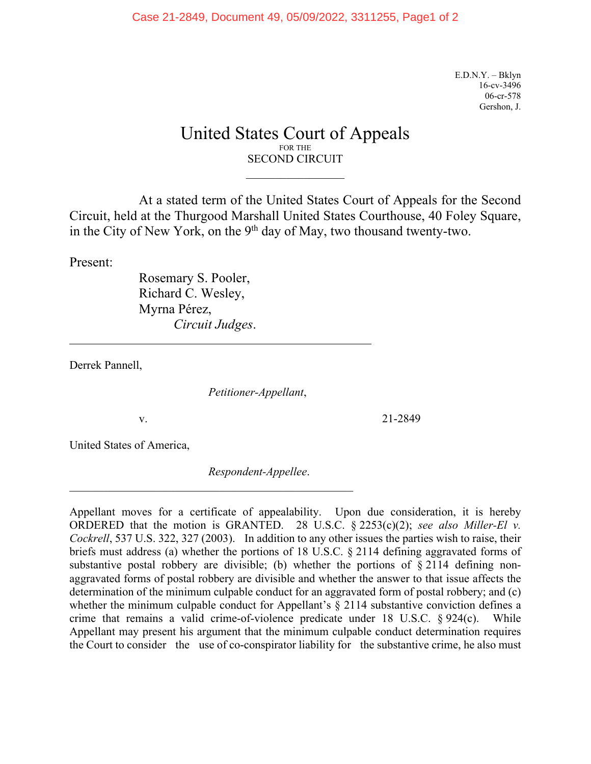E.D.N.Y. – Bklyn
16-cv-3496
06-cr-578
Gershon, J.

# United States Court of Appeals
FOR THE
SECOND CIRCUIT

---

At a stated term of the United States Court of Appeals for the Second Circuit, held at the Thurgood Marshall United States Courthouse, 40 Foley Square, in the City of New York, on the 9th day of May, two thousand twenty-two.

Present:

Rosemary S. Pooler,
Richard C. Wesley,
Myrna Pérez,
*Circuit Judges*.

---

Derrek Pannell,

*Petitioner-Appellant*,

v. 21-2849

United States of America,

*Respondent-Appellee*.

---

Appellant moves for a certificate of appealability. Upon due consideration, it is hereby ORDERED that the motion is GRANTED. 28 U.S.C. § 2253(c)(2); *see also Miller-El v. Cockrell*, 537 U.S. 322, 327 (2003). In addition to any other issues the parties wish to raise, their briefs must address (a) whether the portions of 18 U.S.C. § 2114 defining aggravated forms of substantive postal robbery are divisible; (b) whether the portions of § 2114 defining non-aggravated forms of postal robbery are divisible and whether the answer to that issue affects the determination of the minimum culpable conduct for an aggravated form of postal robbery; and (c) whether the minimum culpable conduct for Appellant's § 2114 substantive conviction defines a crime that remains a valid crime-of-violence predicate under 18 U.S.C. § 924(c). While Appellant may present his argument that the minimum culpable conduct determination requires the Court to consider the use of co-conspirator liability for the substantive crime, he also must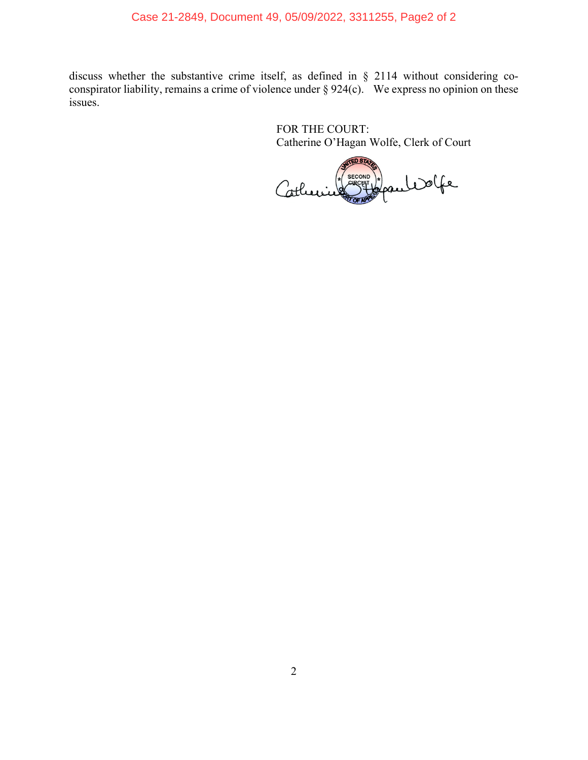discuss whether the substantive crime itself, as defined in § 2114 without considering co-conspirator liability, remains a crime of violence under § 924(c). We express no opinion on these issues.

FOR THE COURT:
Catherine O'Hagan Wolfe, Clerk of Court